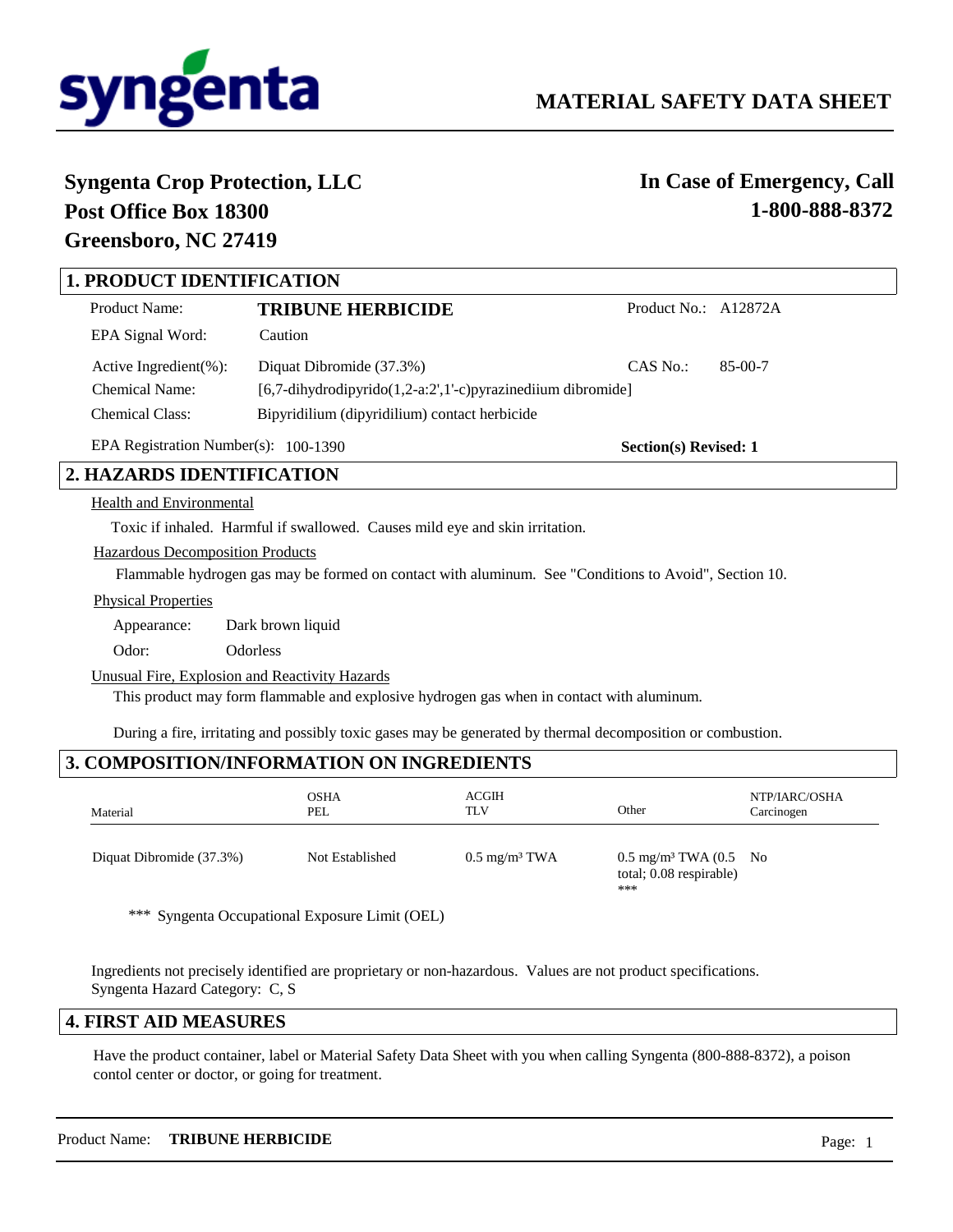# MATERIAL SAFETY DATA SHEET

**Syngenta Crop Protection, LLC**
**Post Office Box 18300**
**Greensboro, NC 27419**

**In Case of Emergency, Call**
**1-800-888-8372**

## 1. PRODUCT IDENTIFICATION

| | | | |
|---|---|---|---|
| Product Name: | **TRIBUNE HERBICIDE** | Product No.: | A12872A |
| EPA Signal Word: | Caution | | |
| Active Ingredient(%): | Diquat Dibromide (37.3%) | CAS No.: | 85-00-7 |
| Chemical Name: | [6,7-dihydrodipyrido(1,2-a:2',1'-c)pyrazinediium dibromide] | | |
| Chemical Class: | Bipyridilium (dipyridilium) contact herbicide | | |

EPA Registration Number(s): 100-1390

**Section(s) Revised: 1**

## 2. HAZARDS IDENTIFICATION

Health and Environmental

Toxic if inhaled. Harmful if swallowed. Causes mild eye and skin irritation.

Hazardous Decomposition Products

Flammable hydrogen gas may be formed on contact with aluminum. See "Conditions to Avoid", Section 10.

Physical Properties

Appearance: Dark brown liquid

Odor: Odorless

Unusual Fire, Explosion and Reactivity Hazards

This product may form flammable and explosive hydrogen gas when in contact with aluminum.

During a fire, irritating and possibly toxic gases may be generated by thermal decomposition or combustion.

## 3. COMPOSITION/INFORMATION ON INGREDIENTS

| Material | OSHA PEL | ACGIH TLV | Other | NTP/IARC/OSHA Carcinogen |
|---|---|---|---|---|
| Diquat Dibromide (37.3%) | Not Established | 0.5 mg/m³ TWA | 0.5 mg/m³ TWA (0.5 total; 0.08 respirable) *** | No |

*** Syngenta Occupational Exposure Limit (OEL)

Ingredients not precisely identified are proprietary or non-hazardous. Values are not product specifications.
Syngenta Hazard Category: C, S

## 4. FIRST AID MEASURES

Have the product container, label or Material Safety Data Sheet with you when calling Syngenta (800-888-8372), a poison contol center or doctor, or going for treatment.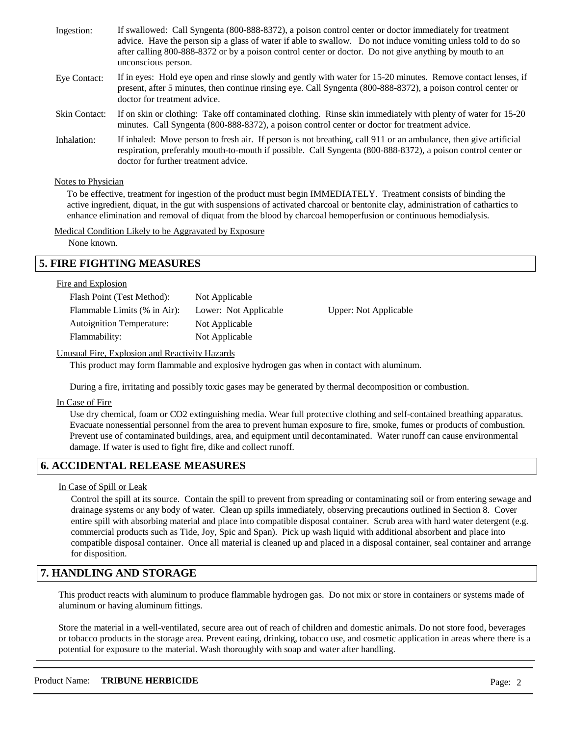Ingestion: If swallowed: Call Syngenta (800-888-8372), a poison control center or doctor immediately for treatment advice. Have the person sip a glass of water if able to swallow. Do not induce vomiting unless told to do so after calling 800-888-8372 or by a poison control center or doctor. Do not give anything by mouth to an unconscious person.

Eye Contact: If in eyes: Hold eye open and rinse slowly and gently with water for 15-20 minutes. Remove contact lenses, if present, after 5 minutes, then continue rinsing eye. Call Syngenta (800-888-8372), a poison control center or doctor for treatment advice.

Skin Contact: If on skin or clothing: Take off contaminated clothing. Rinse skin immediately with plenty of water for 15-20 minutes. Call Syngenta (800-888-8372), a poison control center or doctor for treatment advice.

Inhalation: If inhaled: Move person to fresh air. If person is not breathing, call 911 or an ambulance, then give artificial respiration, preferably mouth-to-mouth if possible. Call Syngenta (800-888-8372), a poison control center or doctor for further treatment advice.

Notes to Physician

To be effective, treatment for ingestion of the product must begin IMMEDIATELY. Treatment consists of binding the active ingredient, diquat, in the gut with suspensions of activated charcoal or bentonite clay, administration of cathartics to enhance elimination and removal of diquat from the blood by charcoal hemoperfusion or continuous hemodialysis.

Medical Condition Likely to be Aggravated by Exposure

None known.

## 5. FIRE FIGHTING MEASURES

Fire and Explosion

| | | |
|---|---|---|
| Flash Point (Test Method): | Not Applicable | |
| Flammable Limits (% in Air): | Lower: Not Applicable | Upper: Not Applicable |
| Autoignition Temperature: | Not Applicable | |
| Flammability: | Not Applicable | |

Unusual Fire, Explosion and Reactivity Hazards

This product may form flammable and explosive hydrogen gas when in contact with aluminum.

During a fire, irritating and possibly toxic gases may be generated by thermal decomposition or combustion.

In Case of Fire

Use dry chemical, foam or CO2 extinguishing media. Wear full protective clothing and self-contained breathing apparatus. Evacuate nonessential personnel from the area to prevent human exposure to fire, smoke, fumes or products of combustion. Prevent use of contaminated buildings, area, and equipment until decontaminated. Water runoff can cause environmental damage. If water is used to fight fire, dike and collect runoff.

## 6. ACCIDENTAL RELEASE MEASURES

In Case of Spill or Leak

Control the spill at its source. Contain the spill to prevent from spreading or contaminating soil or from entering sewage and drainage systems or any body of water. Clean up spills immediately, observing precautions outlined in Section 8. Cover entire spill with absorbing material and place into compatible disposal container. Scrub area with hard water detergent (e.g. commercial products such as Tide, Joy, Spic and Span). Pick up wash liquid with additional absorbent and place into compatible disposal container. Once all material is cleaned up and placed in a disposal container, seal container and arrange for disposition.

## 7. HANDLING AND STORAGE

This product reacts with aluminum to produce flammable hydrogen gas. Do not mix or store in containers or systems made of aluminum or having aluminum fittings.

Store the material in a well-ventilated, secure area out of reach of children and domestic animals. Do not store food, beverages or tobacco products in the storage area. Prevent eating, drinking, tobacco use, and cosmetic application in areas where there is a potential for exposure to the material. Wash thoroughly with soap and water after handling.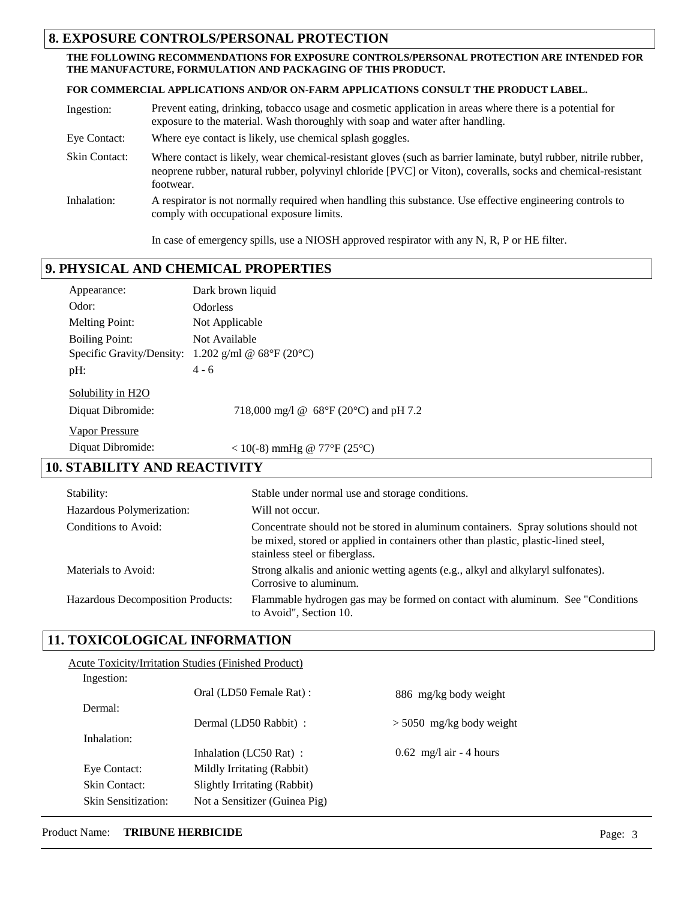## 8. EXPOSURE CONTROLS/PERSONAL PROTECTION

**THE FOLLOWING RECOMMENDATIONS FOR EXPOSURE CONTROLS/PERSONAL PROTECTION ARE INTENDED FOR THE MANUFACTURE, FORMULATION AND PACKAGING OF THIS PRODUCT.**

**FOR COMMERCIAL APPLICATIONS AND/OR ON-FARM APPLICATIONS CONSULT THE PRODUCT LABEL.**

Ingestion: Prevent eating, drinking, tobacco usage and cosmetic application in areas where there is a potential for exposure to the material. Wash thoroughly with soap and water after handling.

Eye Contact: Where eye contact is likely, use chemical splash goggles.

Skin Contact: Where contact is likely, wear chemical-resistant gloves (such as barrier laminate, butyl rubber, nitrile rubber, neoprene rubber, natural rubber, polyvinyl chloride [PVC] or Viton), coveralls, socks and chemical-resistant footwear.

Inhalation: A respirator is not normally required when handling this substance. Use effective engineering controls to comply with occupational exposure limits.

In case of emergency spills, use a NIOSH approved respirator with any N, R, P or HE filter.

## 9. PHYSICAL AND CHEMICAL PROPERTIES

Appearance: Dark brown liquid

Odor: Odorless

Melting Point: Not Applicable

Boiling Point: Not Available

Specific Gravity/Density: 1.202 g/ml @ 68°F (20°C)

pH: 4 - 6

Solubility in $H_2O$

Diquat Dibromide: 718,000 mg/l @ 68°F (20°C) and pH 7.2

Vapor Pressure

Diquat Dibromide: < 10(-8) mmHg @ 77°F (25°C)

## 10. STABILITY AND REACTIVITY

Stability: Stable under normal use and storage conditions.

Hazardous Polymerization: Will not occur.

Conditions to Avoid: Concentrate should not be stored in aluminum containers. Spray solutions should not be mixed, stored or applied in containers other than plastic, plastic-lined steel, stainless steel or fiberglass.

Materials to Avoid: Strong alkalis and anionic wetting agents (e.g., alkyl and alkylaryl sulfonates). Corrosive to aluminum.

Hazardous Decomposition Products: Flammable hydrogen gas may be formed on contact with aluminum. See "Conditions to Avoid", Section 10.

## 11. TOXICOLOGICAL INFORMATION

Acute Toxicity/Irritation Studies (Finished Product)

| | | |
|---|---|---|
| Ingestion: | Oral (LD50 Female Rat) : | 886 mg/kg body weight |
| Dermal: | Dermal (LD50 Rabbit) : | > 5050 mg/kg body weight |
| Inhalation: | Inhalation (LC50 Rat) : | 0.62 mg/l air - 4 hours |
| Eye Contact: | Mildly Irritating (Rabbit) | |
| Skin Contact: | Slightly Irritating (Rabbit) | |
| Skin Sensitization: | Not a Sensitizer (Guinea Pig) | |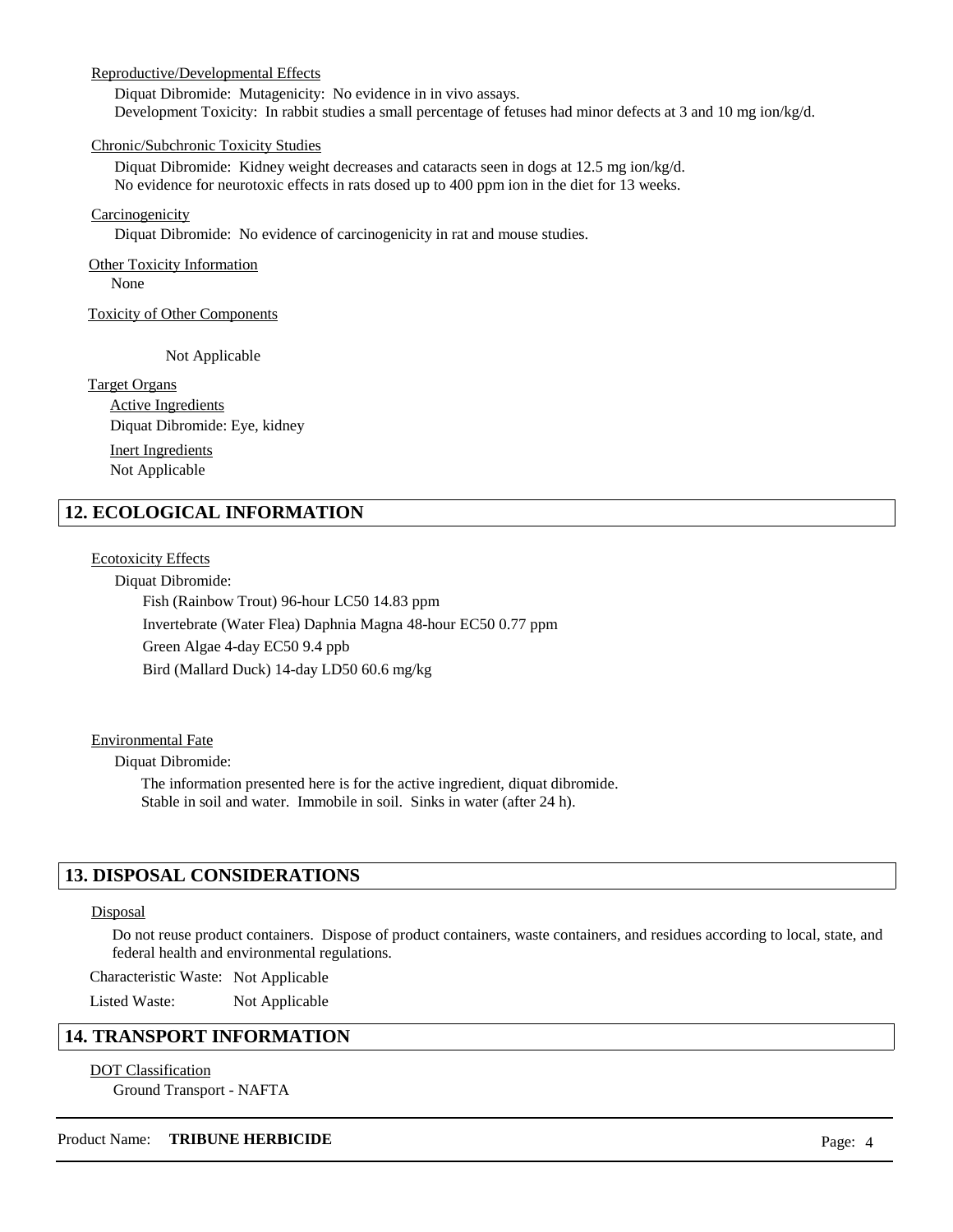Reproductive/Developmental Effects

Diquat Dibromide: Mutagenicity: No evidence in in vivo assays.
Development Toxicity: In rabbit studies a small percentage of fetuses had minor defects at 3 and 10 mg ion/kg/d.

Chronic/Subchronic Toxicity Studies

Diquat Dibromide: Kidney weight decreases and cataracts seen in dogs at 12.5 mg ion/kg/d.
No evidence for neurotoxic effects in rats dosed up to 400 ppm ion in the diet for 13 weeks.

Carcinogenicity

Diquat Dibromide: No evidence of carcinogenicity in rat and mouse studies.

Other Toxicity Information

None

Toxicity of Other Components

Not Applicable

Target Organs

Active Ingredients

Diquat Dibromide: Eye, kidney

Inert Ingredients

Not Applicable

## 12. ECOLOGICAL INFORMATION

Ecotoxicity Effects

Diquat Dibromide:

Fish (Rainbow Trout) 96-hour LC50 14.83 ppm
Invertebrate (Water Flea) Daphnia Magna 48-hour EC50 0.77 ppm
Green Algae 4-day EC50 9.4 ppb
Bird (Mallard Duck) 14-day LD50 60.6 mg/kg

Environmental Fate

Diquat Dibromide:

The information presented here is for the active ingredient, diquat dibromide.
Stable in soil and water. Immobile in soil. Sinks in water (after 24 h).

## 13. DISPOSAL CONSIDERATIONS

Disposal

Do not reuse product containers. Dispose of product containers, waste containers, and residues according to local, state, and federal health and environmental regulations.

Characteristic Waste: Not Applicable

Listed Waste: Not Applicable

## 14. TRANSPORT INFORMATION

DOT Classification

Ground Transport - NAFTA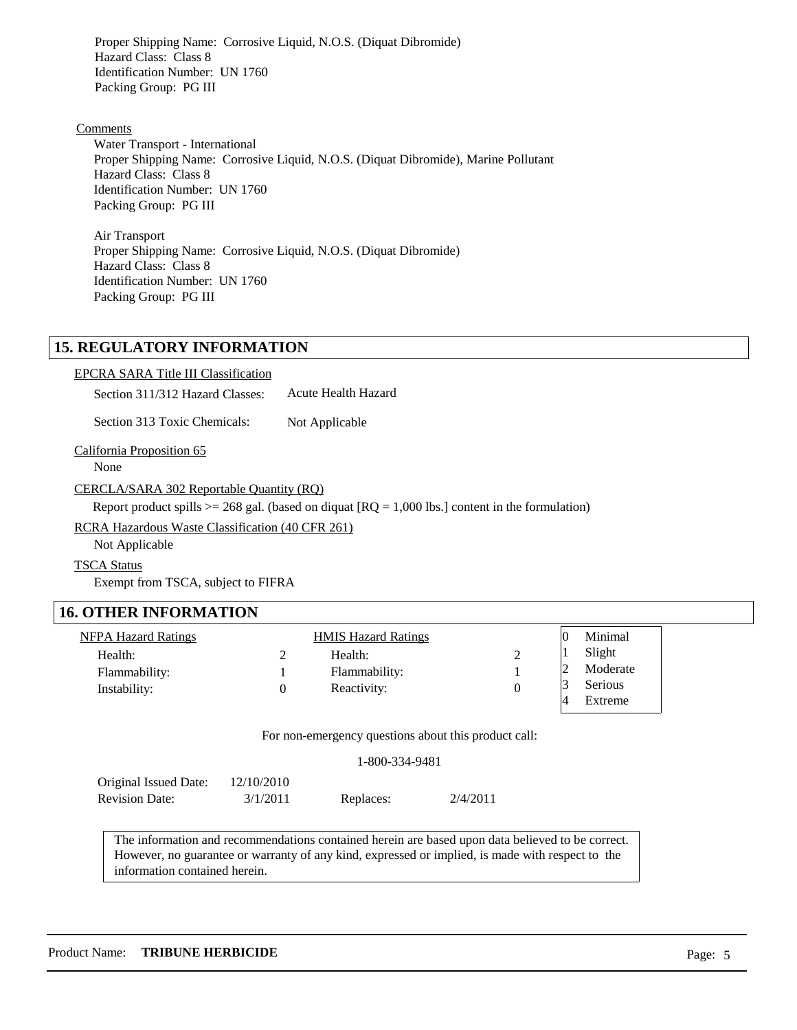Proper Shipping Name: Corrosive Liquid, N.O.S. (Diquat Dibromide)
Hazard Class: Class 8
Identification Number: UN 1760
Packing Group: PG III

Comments

Water Transport - International
Proper Shipping Name: Corrosive Liquid, N.O.S. (Diquat Dibromide), Marine Pollutant
Hazard Class: Class 8
Identification Number: UN 1760
Packing Group: PG III

Air Transport
Proper Shipping Name: Corrosive Liquid, N.O.S. (Diquat Dibromide)
Hazard Class: Class 8
Identification Number: UN 1760
Packing Group: PG III

## 15. REGULATORY INFORMATION

EPCRA SARA Title III Classification

Section 311/312 Hazard Classes: Acute Health Hazard

Section 313 Toxic Chemicals: Not Applicable

California Proposition 65

None

CERCLA/SARA 302 Reportable Quantity (RQ)

Report product spills >= 268 gal. (based on diquat [RQ = 1,000 lbs.] content in the formulation)

RCRA Hazardous Waste Classification (40 CFR 261)

Not Applicable

TSCA Status

Exempt from TSCA, subject to FIFRA

## 16. OTHER INFORMATION

| NFPA Hazard Ratings | | HMIS Hazard Ratings | |
|---|---|---|---|
| Health: | 2 | Health: | 2 |
| Flammability: | 1 | Flammability: | 1 |
| Instability: | 0 | Reactivity: | 0 |

| | |
|---|---|
| 0 | Minimal |
| 1 | Slight |
| 2 | Moderate |
| 3 | Serious |
| 4 | Extreme |

For non-emergency questions about this product call:

1-800-334-9481

Original Issued Date: 12/10/2010
Revision Date: 3/1/2011 Replaces: 2/4/2011

The information and recommendations contained herein are based upon data believed to be correct. However, no guarantee or warranty of any kind, expressed or implied, is made with respect to the information contained herein.

Product Name: **TRIBUNE HERBICIDE**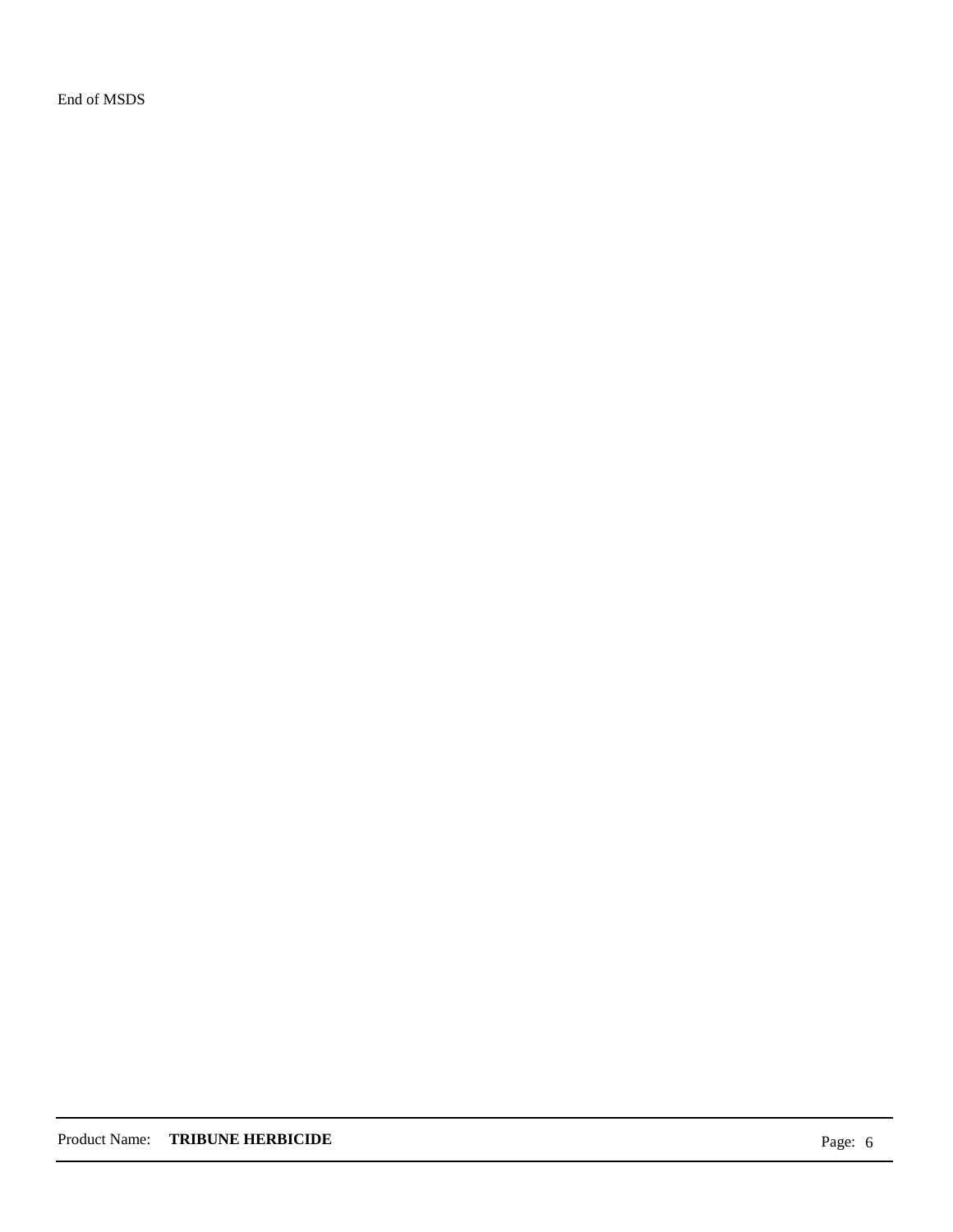End of MSDS